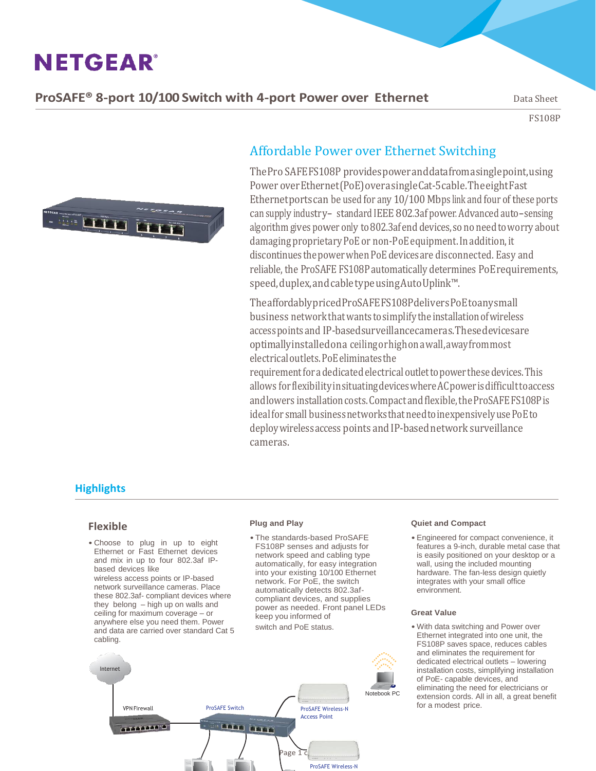# NETGEAR®

## ProSAFE® 8-port 10/100 Switch with 4-port Power over Ethernet

Data Sheet

FS108P

## Affordable Power over Ethernet Switching

The Pro SAFE FS108P provides power and data from a single point, using Power over Ethernet (PoE) over a single Cat-5 cable. The eight Fast Ethernet ports can be used for any 10/100 Mbps link and four of these ports can supply industry- standard IEEE 802.3af power. Advanced auto-sensing algorithm gives power only to 802.3af end devices, so no need to worry about damaging proprietary PoE or non-PoE equipment. In addition, it discontinues the power when PoE devices are disconnected. Easy and reliable, the ProSAFE FS108P automatically determines PoE requirements, speed, duplex, and cable type using Auto Uplink™.

The affordably priced ProSAFE FS108P delivers PoE to any small business network that wants to simplify the installation of wireless access points and IP-based surveillance cameras. These devices are optimally installed on a ceiling or high on a wall, away from most electrical outlets. PoE eliminates the requirement for a dedicated electrical outlet to power these devices. This allows for flexibility in situating devices where AC power is difficult to access and lowers installation costs. Compact and flexible, the ProSAFE FS108P is ideal for small business networks that need to inexpensively use PoE to deploy wireless access points and IP-based network surveillance cameras.

## Highlights

### Flexible

- Choose to plug in up to eight Ethernet or Fast Ethernet devices and mix in up to four 802.3af IP-based devices like wireless access points or IP-based network surveillance cameras. Place these 802.3af- compliant devices where they belong – high up on walls and ceiling for maximum coverage – or anywhere else you need them. Power and data are carried over standard Cat 5 cabling.

### Plug and Play

- The standards-based ProSAFE FS108P senses and adjusts for network speed and cabling type automatically, for easy integration into your existing 10/100 Ethernet network. For PoE, the switch automatically detects 802.3af-compliant devices, and supplies power as needed. Front panel LEDs keep you informed of switch and PoE status.

### Quiet and Compact

- Engineered for compact convenience, it features a 9-inch, durable metal case that is easily positioned on your desktop or a wall, using the included mounting hardware. The fan-less design quietly integrates with your small office environment.

### Great Value

- With data switching and Power over Ethernet integrated into one unit, the FS108P saves space, reduces cables and eliminates the requirement for dedicated electrical outlets – lowering installation costs, simplifying installation of PoE- capable devices, and eliminating the need for electricians or extension cords. All in all, a great benefit for a modest price.

Internet

VPN Firewall

ProSAFE Switch

ProSAFE Wireless-N Access Point

Notebook PC

ProSAFE Wireless-N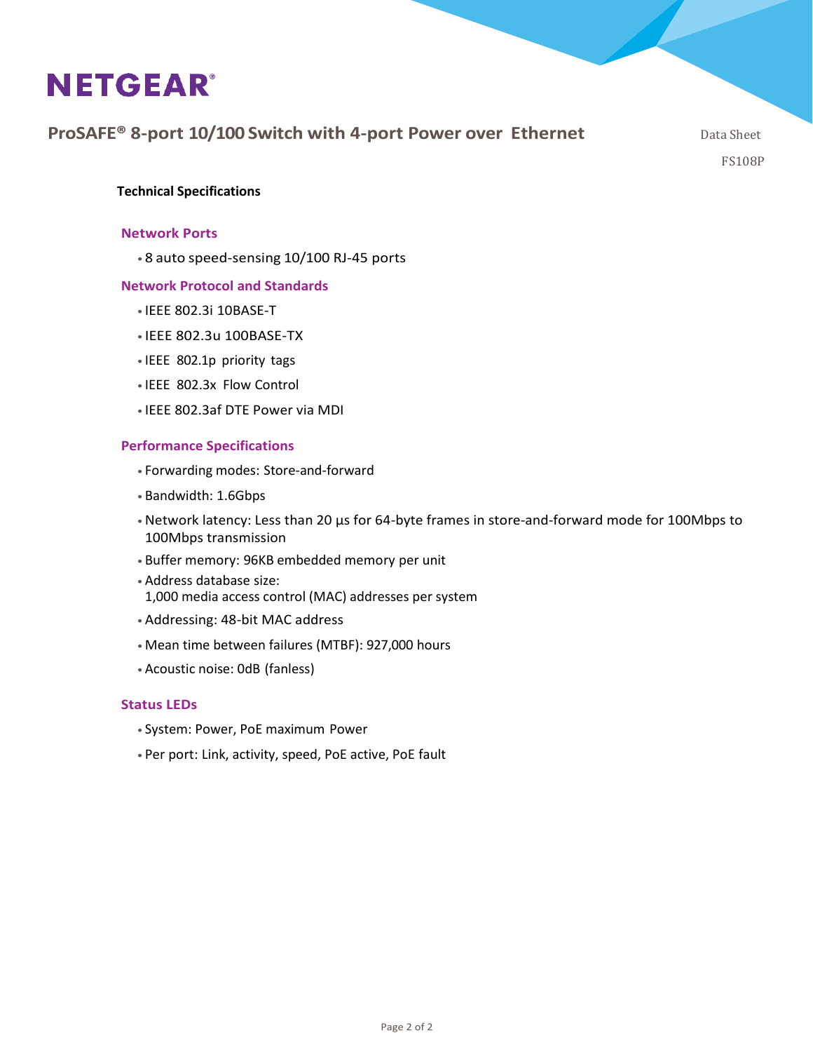## Technical Specifications

### Network Ports

- 8 auto speed-sensing 10/100 RJ-45 ports

### Network Protocol and Standards

- IEEE 802.3i 10BASE-T
- IEEE 802.3u 100BASE-TX
- IEEE 802.1p priority tags
- IEEE 802.3x Flow Control
- IEEE 802.3af DTE Power via MDI

### Performance Specifications

- Forwarding modes: Store-and-forward
- Bandwidth: 1.6Gbps
- Network latency: Less than 20 µs for 64-byte frames in store-and-forward mode for 100Mbps to 100Mbps transmission
- Buffer memory: 96KB embedded memory per unit
- Address database size: 1,000 media access control (MAC) addresses per system
- Addressing: 48-bit MAC address
- Mean time between failures (MTBF): 927,000 hours
- Acoustic noise: 0dB (fanless)

### Status LEDs

- System: Power, PoE maximum Power
- Per port: Link, activity, speed, PoE active, PoE fault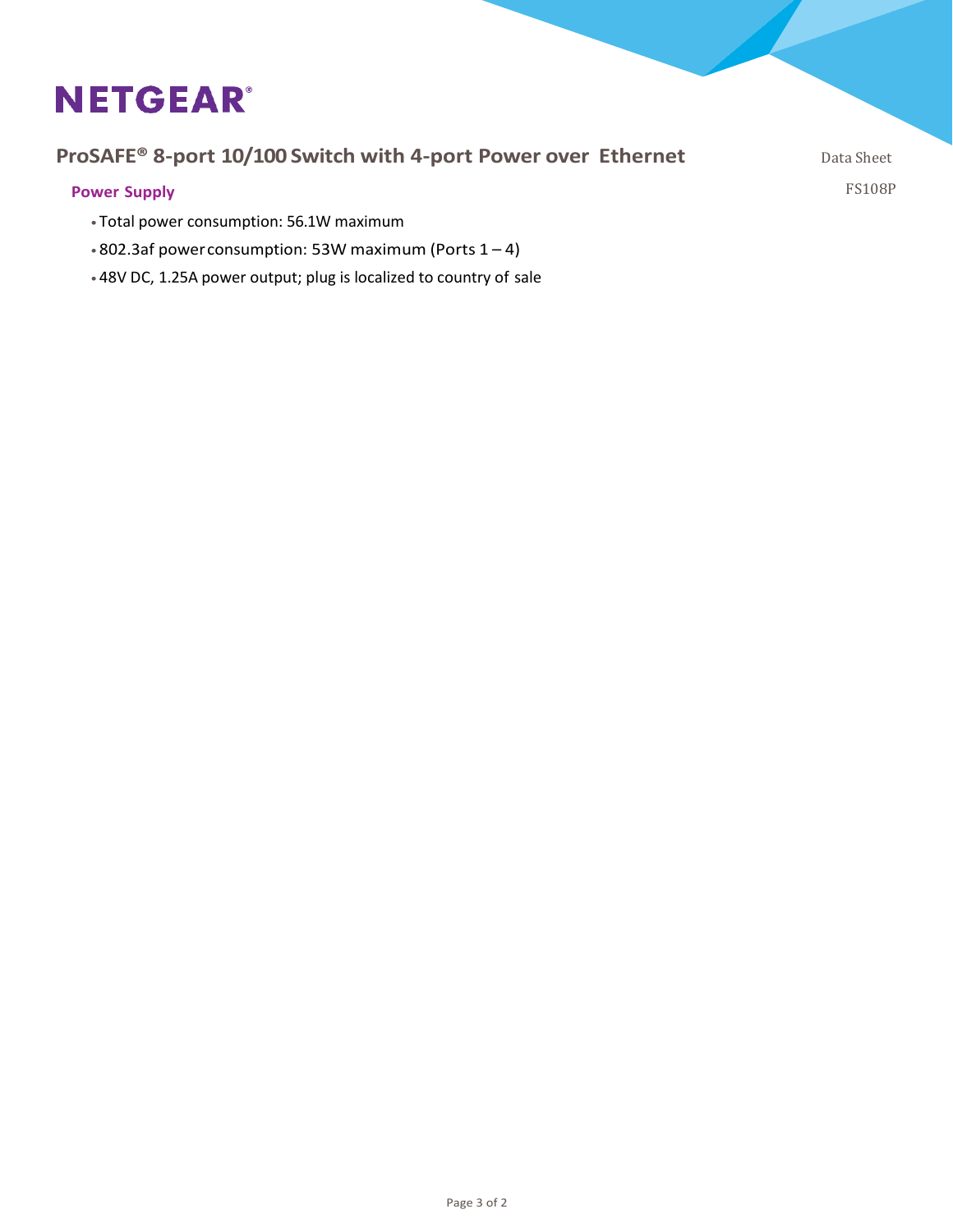### Power Supply

- Total power consumption: 56.1W maximum
- 802.3af power consumption: 53W maximum (Ports 1 – 4)
- 48V DC, 1.25A power output; plug is localized to country of sale